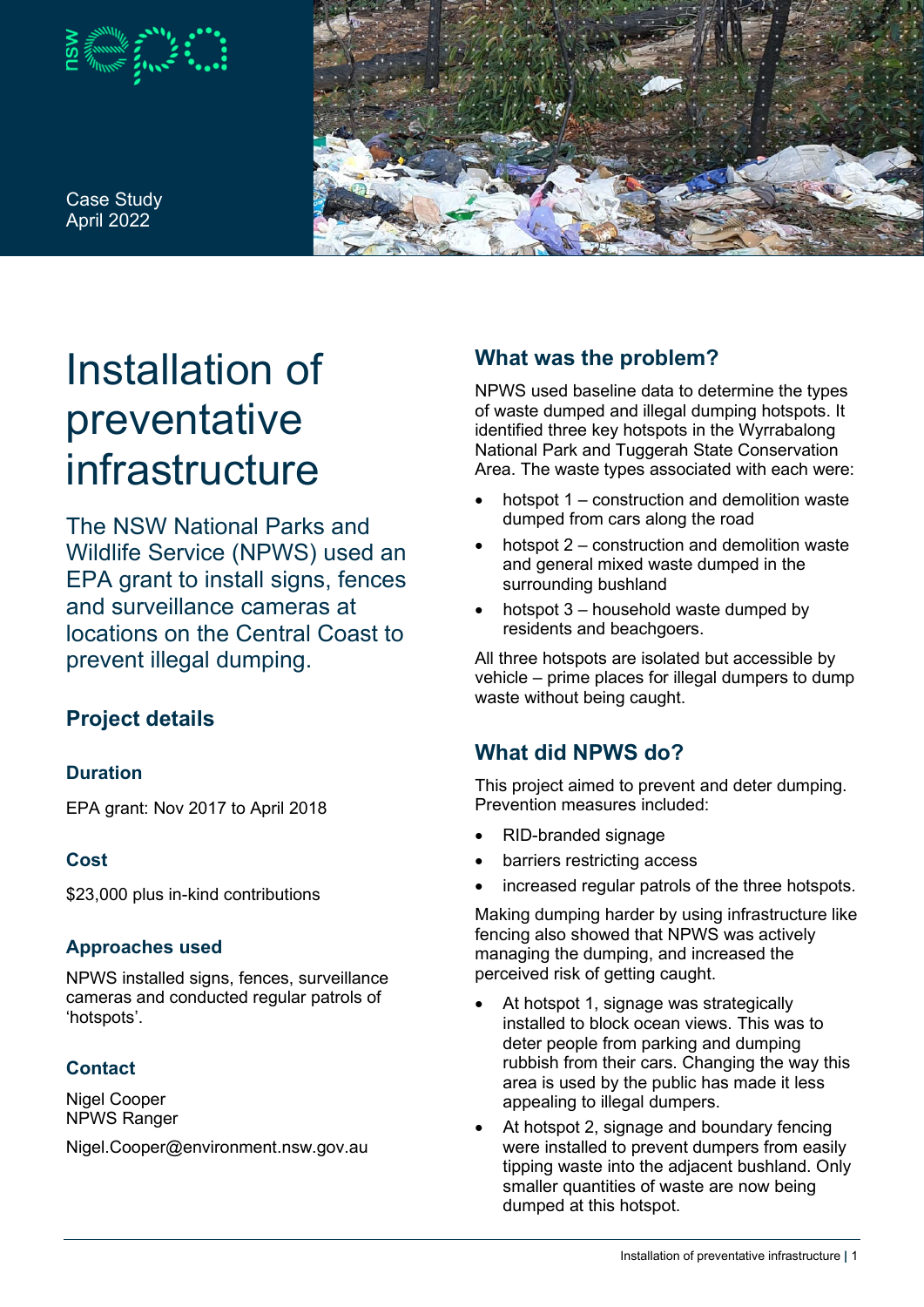Case Study
April 2022

# Installation of preventative infrastructure

The NSW National Parks and Wildlife Service (NPWS) used an EPA grant to install signs, fences and surveillance cameras at locations on the Central Coast to prevent illegal dumping.

## Project details

### Duration

EPA grant: Nov 2017 to April 2018

### Cost

$23,000 plus in-kind contributions

### Approaches used

NPWS installed signs, fences, surveillance cameras and conducted regular patrols of 'hotspots'.

### Contact

Nigel Cooper
NPWS Ranger

Nigel.Cooper@environment.nsw.gov.au

## What was the problem?

NPWS used baseline data to determine the types of waste dumped and illegal dumping hotspots. It identified three key hotspots in the Wyrrabalong National Park and Tuggerah State Conservation Area. The waste types associated with each were:

- hotspot 1 – construction and demolition waste dumped from cars along the road
- hotspot 2 – construction and demolition waste and general mixed waste dumped in the surrounding bushland
- hotspot 3 – household waste dumped by residents and beachgoers.

All three hotspots are isolated but accessible by vehicle – prime places for illegal dumpers to dump waste without being caught.

## What did NPWS do?

This project aimed to prevent and deter dumping. Prevention measures included:

- RID-branded signage
- barriers restricting access
- increased regular patrols of the three hotspots.

Making dumping harder by using infrastructure like fencing also showed that NPWS was actively managing the dumping, and increased the perceived risk of getting caught.

- At hotspot 1, signage was strategically installed to block ocean views. This was to deter people from parking and dumping rubbish from their cars. Changing the way this area is used by the public has made it less appealing to illegal dumpers.
- At hotspot 2, signage and boundary fencing were installed to prevent dumpers from easily tipping waste into the adjacent bushland. Only smaller quantities of waste are now being dumped at this hotspot.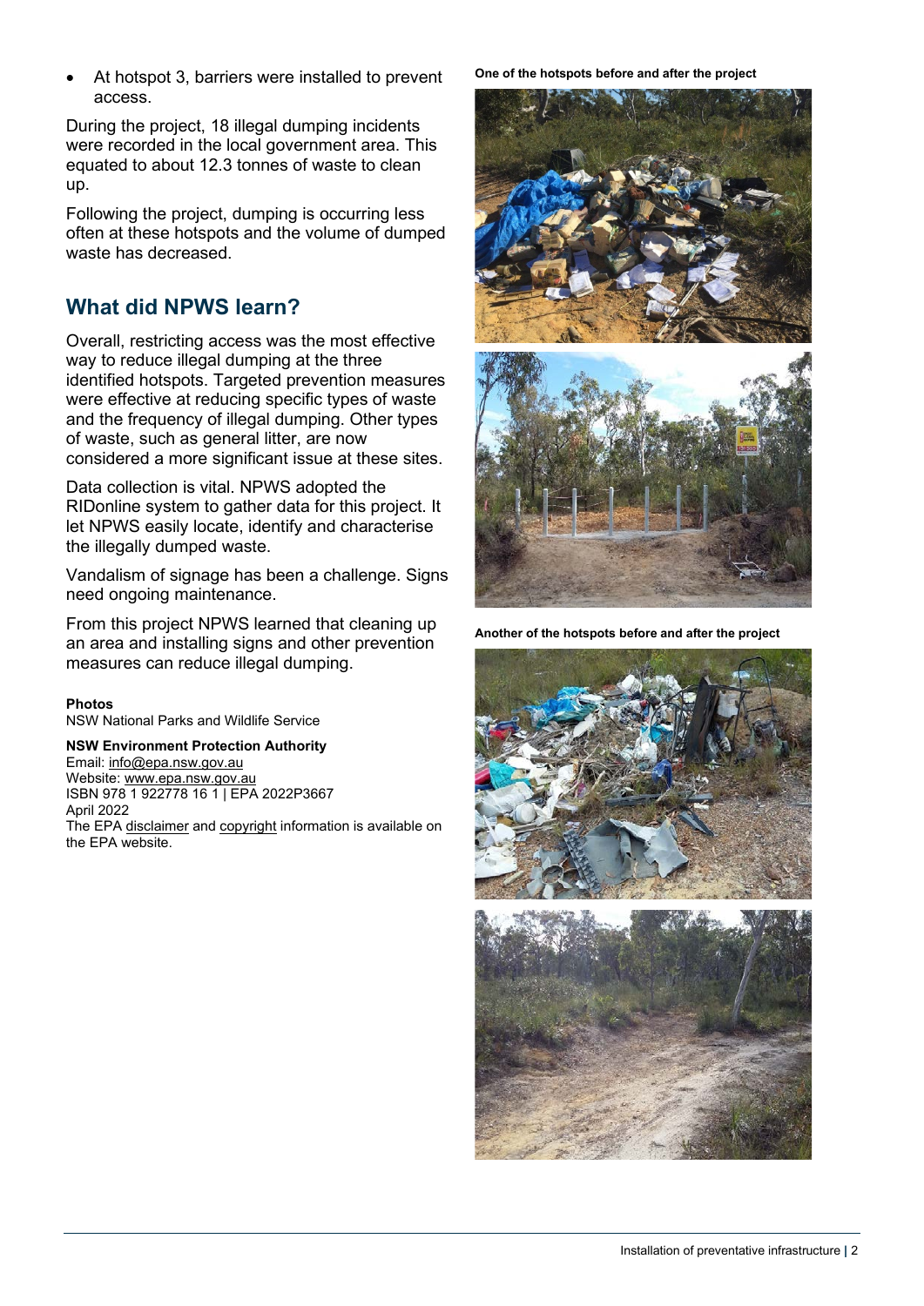- At hotspot 3, barriers were installed to prevent access.

During the project, 18 illegal dumping incidents were recorded in the local government area. This equated to about 12.3 tonnes of waste to clean up.

Following the project, dumping is occurring less often at these hotspots and the volume of dumped waste has decreased.

## What did NPWS learn?

Overall, restricting access was the most effective way to reduce illegal dumping at the three identified hotspots. Targeted prevention measures were effective at reducing specific types of waste and the frequency of illegal dumping. Other types of waste, such as general litter, are now considered a more significant issue at these sites.

Data collection is vital. NPWS adopted the RIDonline system to gather data for this project. It let NPWS easily locate, identify and characterise the illegally dumped waste.

Vandalism of signage has been a challenge. Signs need ongoing maintenance.

From this project NPWS learned that cleaning up an area and installing signs and other prevention measures can reduce illegal dumping.

**Photos**
NSW National Parks and Wildlife Service

**NSW Environment Protection Authority**
Email: info@epa.nsw.gov.au
Website: www.epa.nsw.gov.au
ISBN 978 1 922778 16 1 | EPA 2022P3667
April 2022
The EPA disclaimer and copyright information is available on the EPA website.

**One of the hotspots before and after the project**

**Another of the hotspots before and after the project**